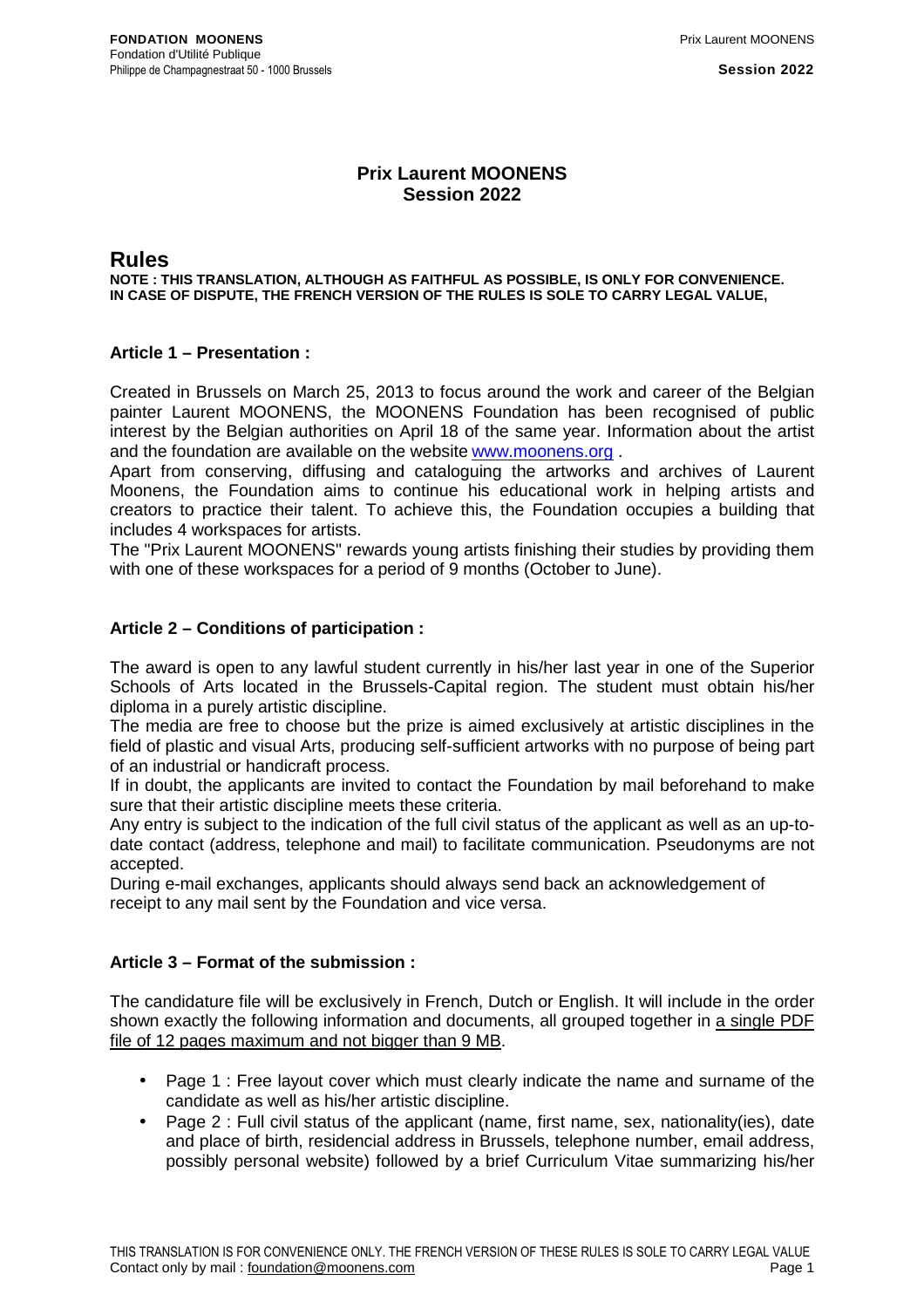# Prix Laurent MOONENS
## Session 2022

## Rules

**NOTE : THIS TRANSLATION, ALTHOUGH AS FAITHFUL AS POSSIBLE, IS ONLY FOR CONVENIENCE. IN CASE OF DISPUTE, THE FRENCH VERSION OF THE RULES IS SOLE TO CARRY LEGAL VALUE,**

### Article 1 – Presentation :

Created in Brussels on March 25, 2013 to focus around the work and career of the Belgian painter Laurent MOONENS, the MOONENS Foundation has been recognised of public interest by the Belgian authorities on April 18 of the same year. Information about the artist and the foundation are available on the website www.moonens.org .

Apart from conserving, diffusing and cataloguing the artworks and archives of Laurent Moonens, the Foundation aims to continue his educational work in helping artists and creators to practice their talent. To achieve this, the Foundation occupies a building that includes 4 workspaces for artists.

The "Prix Laurent MOONENS" rewards young artists finishing their studies by providing them with one of these workspaces for a period of 9 months (October to June).

### Article 2 – Conditions of participation :

The award is open to any lawful student currently in his/her last year in one of the Superior Schools of Arts located in the Brussels-Capital region. The student must obtain his/her diploma in a purely artistic discipline.

The media are free to choose but the prize is aimed exclusively at artistic disciplines in the field of plastic and visual Arts, producing self-sufficient artworks with no purpose of being part of an industrial or handicraft process.

If in doubt, the applicants are invited to contact the Foundation by mail beforehand to make sure that their artistic discipline meets these criteria.

Any entry is subject to the indication of the full civil status of the applicant as well as an up-to-date contact (address, telephone and mail) to facilitate communication. Pseudonyms are not accepted.

During e-mail exchanges, applicants should always send back an acknowledgement of receipt to any mail sent by the Foundation and vice versa.

### Article 3 – Format of the submission :

The candidature file will be exclusively in French, Dutch or English. It will include in the order shown exactly the following information and documents, all grouped together in <u>a single PDF file of 12 pages maximum and not bigger than 9 MB</u>.

- Page 1 : Free layout cover which must clearly indicate the name and surname of the candidate as well as his/her artistic discipline.
- Page 2 : Full civil status of the applicant (name, first name, sex, nationality(ies), date and place of birth, residencial address in Brussels, telephone number, email address, possibly personal website) followed by a brief Curriculum Vitae summarizing his/her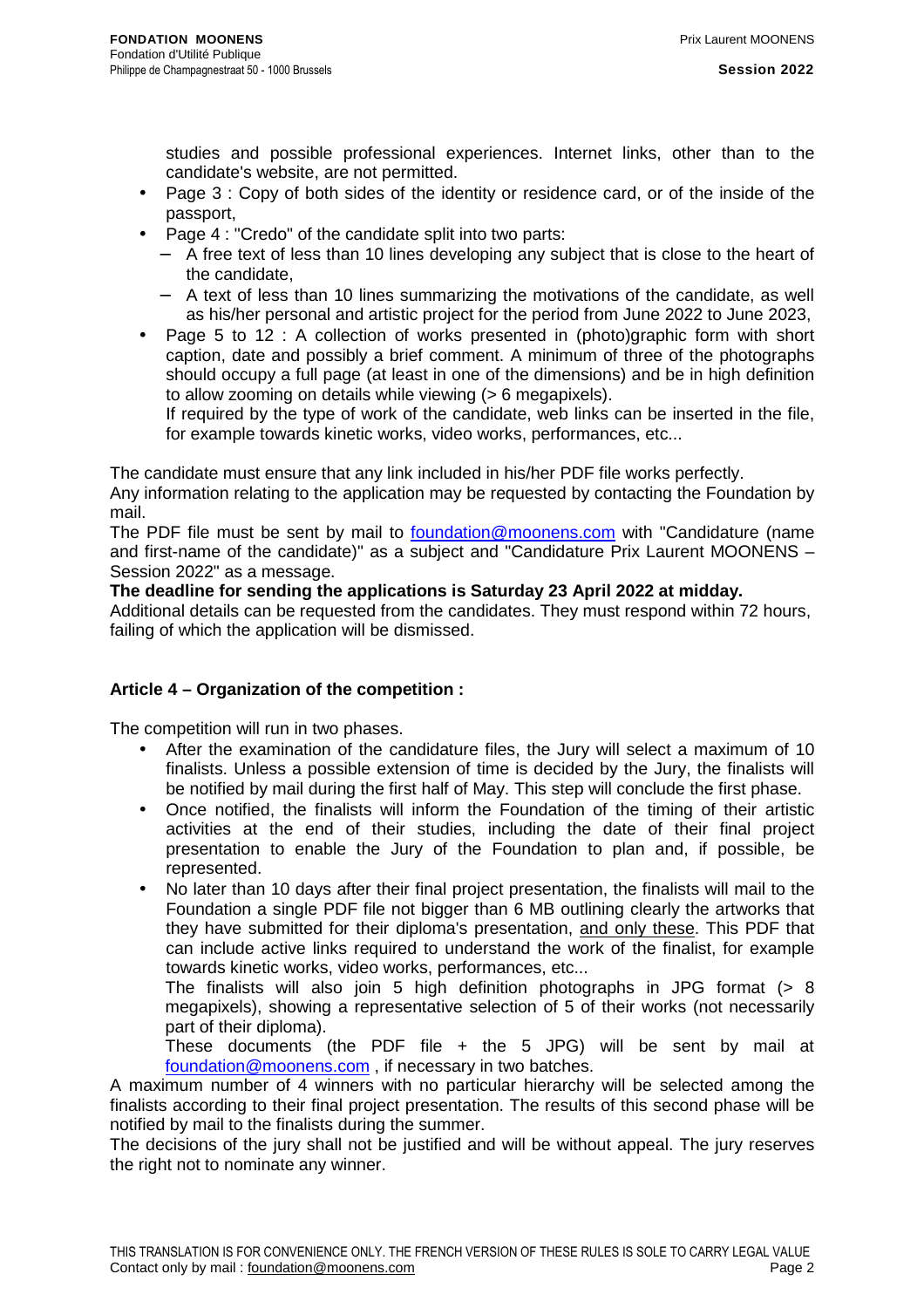studies and possible professional experiences. Internet links, other than to the candidate's website, are not permitted.

- Page 3 : Copy of both sides of the identity or residence card, or of the inside of the passport,
- Page 4 : "Credo" of the candidate split into two parts:
  - A free text of less than 10 lines developing any subject that is close to the heart of the candidate,
  - A text of less than 10 lines summarizing the motivations of the candidate, as well as his/her personal and artistic project for the period from June 2022 to June 2023,
- Page 5 to 12 : A collection of works presented in (photo)graphic form with short caption, date and possibly a brief comment. A minimum of three of the photographs should occupy a full page (at least in one of the dimensions) and be in high definition to allow zooming on details while viewing (> 6 megapixels).

  If required by the type of work of the candidate, web links can be inserted in the file, for example towards kinetic works, video works, performances, etc...

The candidate must ensure that any link included in his/her PDF file works perfectly.

Any information relating to the application may be requested by contacting the Foundation by mail.

The PDF file must be sent by mail to foundation@moonens.com with "Candidature (name and first-name of the candidate)" as a subject and "Candidature Prix Laurent MOONENS – Session 2022" as a message.

**The deadline for sending the applications is Saturday 23 April 2022 at midday.**

Additional details can be requested from the candidates. They must respond within 72 hours, failing of which the application will be dismissed.

## Article 4 – Organization of the competition :

The competition will run in two phases.

- After the examination of the candidature files, the Jury will select a maximum of 10 finalists. Unless a possible extension of time is decided by the Jury, the finalists will be notified by mail during the first half of May. This step will conclude the first phase.
- Once notified, the finalists will inform the Foundation of the timing of their artistic activities at the end of their studies, including the date of their final project presentation to enable the Jury of the Foundation to plan and, if possible, be represented.
- No later than 10 days after their final project presentation, the finalists will mail to the Foundation a single PDF file not bigger than 6 MB outlining clearly the artworks that they have submitted for their diploma's presentation, and only these. This PDF that can include active links required to understand the work of the finalist, for example towards kinetic works, video works, performances, etc...

  The finalists will also join 5 high definition photographs in JPG format (> 8 megapixels), showing a representative selection of 5 of their works (not necessarily part of their diploma).

  These documents (the PDF file + the 5 JPG) will be sent by mail at foundation@moonens.com , if necessary in two batches.

A maximum number of 4 winners with no particular hierarchy will be selected among the finalists according to their final project presentation. The results of this second phase will be notified by mail to the finalists during the summer.

The decisions of the jury shall not be justified and will be without appeal. The jury reserves the right not to nominate any winner.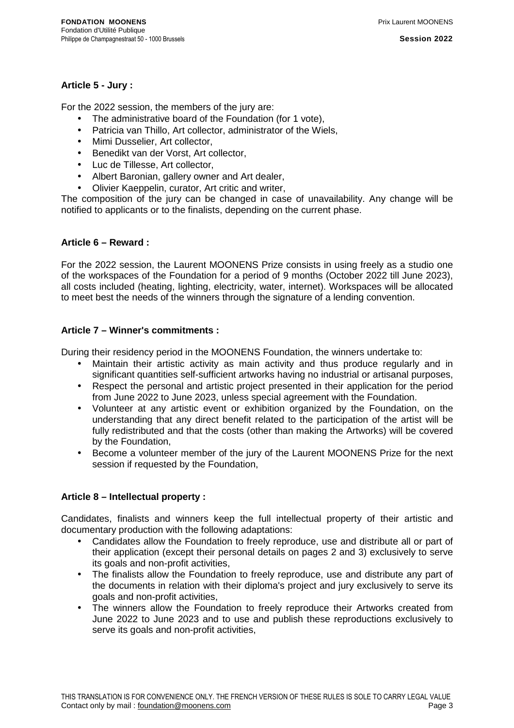**Article 5 - Jury :**

For the 2022 session, the members of the jury are:

- The administrative board of the Foundation (for 1 vote),
- Patricia van Thillo, Art collector, administrator of the Wiels,
- Mimi Dusselier, Art collector,
- Benedikt van der Vorst, Art collector,
- Luc de Tillesse, Art collector,
- Albert Baronian, gallery owner and Art dealer,
- Olivier Kaeppelin, curator, Art critic and writer,

The composition of the jury can be changed in case of unavailability. Any change will be notified to applicants or to the finalists, depending on the current phase.

**Article 6 – Reward :**

For the 2022 session, the Laurent MOONENS Prize consists in using freely as a studio one of the workspaces of the Foundation for a period of 9 months (October 2022 till June 2023), all costs included (heating, lighting, electricity, water, internet). Workspaces will be allocated to meet best the needs of the winners through the signature of a lending convention.

**Article 7 – Winner's commitments :**

During their residency period in the MOONENS Foundation, the winners undertake to:

- Maintain their artistic activity as main activity and thus produce regularly and in significant quantities self-sufficient artworks having no industrial or artisanal purposes,
- Respect the personal and artistic project presented in their application for the period from June 2022 to June 2023, unless special agreement with the Foundation.
- Volunteer at any artistic event or exhibition organized by the Foundation, on the understanding that any direct benefit related to the participation of the artist will be fully redistributed and that the costs (other than making the Artworks) will be covered by the Foundation,
- Become a volunteer member of the jury of the Laurent MOONENS Prize for the next session if requested by the Foundation,

**Article 8 – Intellectual property :**

Candidates, finalists and winners keep the full intellectual property of their artistic and documentary production with the following adaptations:

- Candidates allow the Foundation to freely reproduce, use and distribute all or part of their application (except their personal details on pages 2 and 3) exclusively to serve its goals and non-profit activities,
- The finalists allow the Foundation to freely reproduce, use and distribute any part of the documents in relation with their diploma's project and jury exclusively to serve its goals and non-profit activities,
- The winners allow the Foundation to freely reproduce their Artworks created from June 2022 to June 2023 and to use and publish these reproductions exclusively to serve its goals and non-profit activities,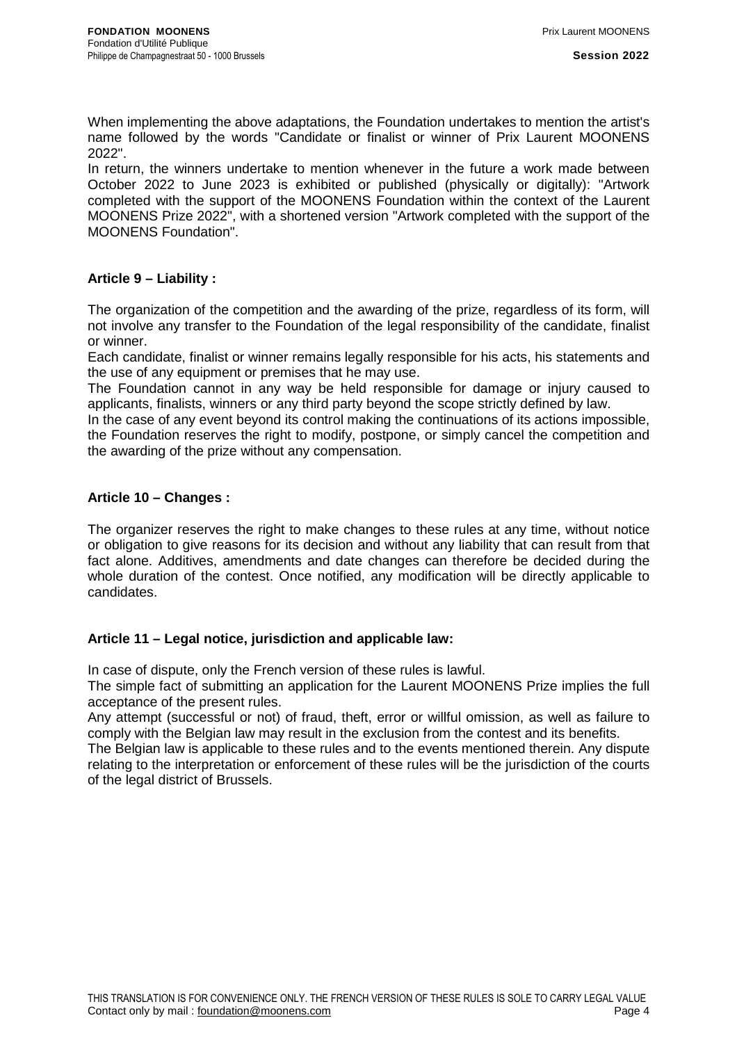When implementing the above adaptations, the Foundation undertakes to mention the artist's name followed by the words "Candidate or finalist or winner of Prix Laurent MOONENS 2022".
In return, the winners undertake to mention whenever in the future a work made between October 2022 to June 2023 is exhibited or published (physically or digitally): "Artwork completed with the support of the MOONENS Foundation within the context of the Laurent MOONENS Prize 2022", with a shortened version "Artwork completed with the support of the MOONENS Foundation".

**Article 9 – Liability :**

The organization of the competition and the awarding of the prize, regardless of its form, will not involve any transfer to the Foundation of the legal responsibility of the candidate, finalist or winner.
Each candidate, finalist or winner remains legally responsible for his acts, his statements and the use of any equipment or premises that he may use.
The Foundation cannot in any way be held responsible for damage or injury caused to applicants, finalists, winners or any third party beyond the scope strictly defined by law.
In the case of any event beyond its control making the continuations of its actions impossible, the Foundation reserves the right to modify, postpone, or simply cancel the competition and the awarding of the prize without any compensation.

**Article 10 – Changes :**

The organizer reserves the right to make changes to these rules at any time, without notice or obligation to give reasons for its decision and without any liability that can result from that fact alone. Additives, amendments and date changes can therefore be decided during the whole duration of the contest. Once notified, any modification will be directly applicable to candidates.

**Article 11 – Legal notice, jurisdiction and applicable law:**

In case of dispute, only the French version of these rules is lawful.
The simple fact of submitting an application for the Laurent MOONENS Prize implies the full acceptance of the present rules.
Any attempt (successful or not) of fraud, theft, error or willful omission, as well as failure to comply with the Belgian law may result in the exclusion from the contest and its benefits.
The Belgian law is applicable to these rules and to the events mentioned therein. Any dispute relating to the interpretation or enforcement of these rules will be the jurisdiction of the courts of the legal district of Brussels.